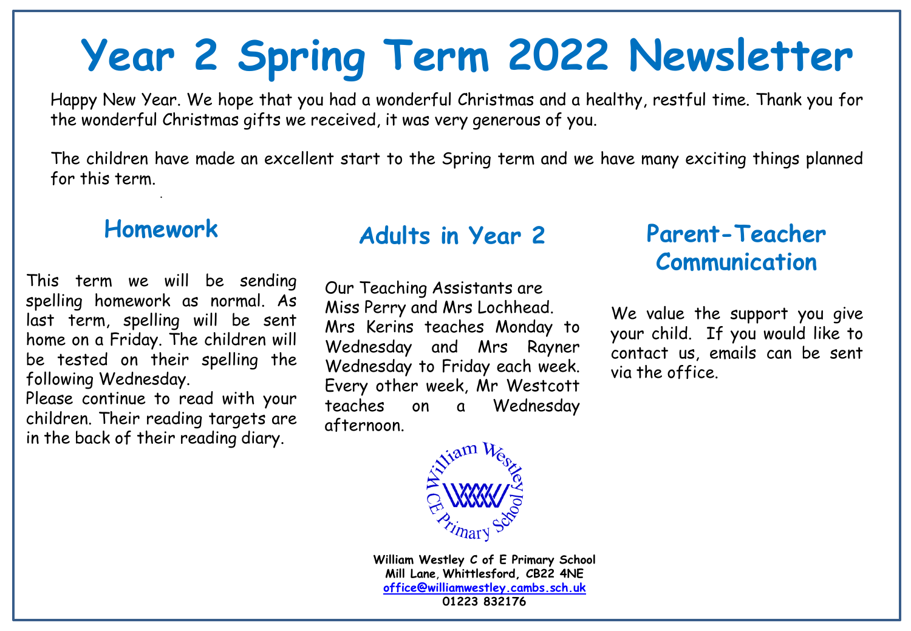# Year 2 Spring Term 2022 Newsletter

Happy New Year. We hope that you had a wonderful Christmas and a healthy, restful time. Thank you for the wonderful Christmas gifts we received, it was very generous of you.

The children have made an excellent start to the Spring term and we have many exciting things planned for this term.

## Homework

This term we will be sending spelling homework as normal. As last term, spelling will be sent home on a Friday. The children will be tested on their spelling the following Wednesday.

Please continue to read with your children. Their reading targets are in the back of their reading diary.

## Adults in Year 2

Our Teaching Assistants are Miss Perry and Mrs Lochhead. Mrs Kerins teaches Monday to Wednesday and Mrs Rayner Wednesday to Friday each week. Every other week, Mr Westcott teaches on a Wednesday afternoon.

## Parent-Teacher Communication

We value the support you give your child. If you would like to contact us, emails can be sent via the office.

**William Westley C of E Primary School**
**Mill Lane, Whittlesford, CB22 4NE**
**office@williamwestley.cambs.sch.uk**
**01223 832176**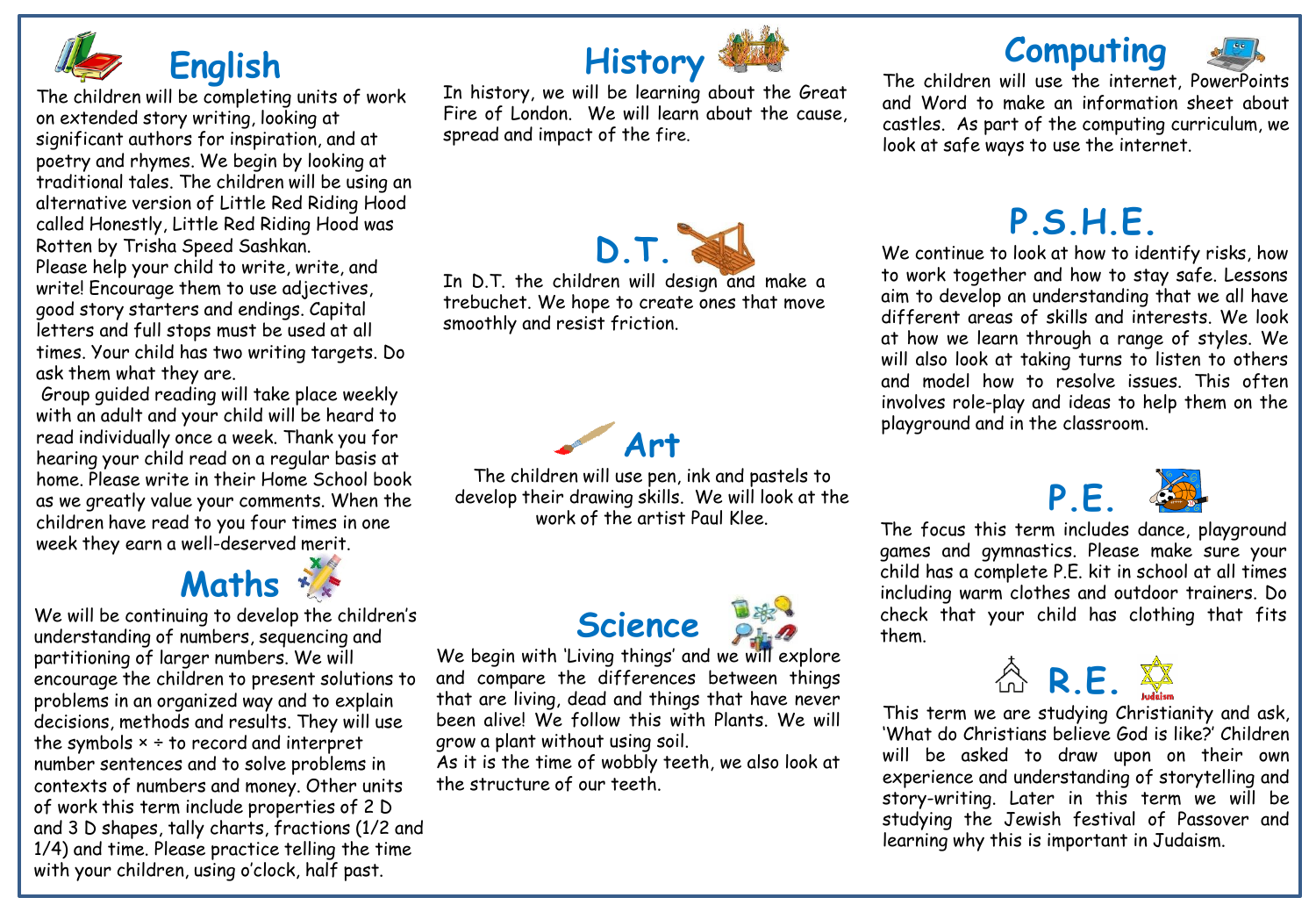## English

The children will be completing units of work on extended story writing, looking at significant authors for inspiration, and at poetry and rhymes. We begin by looking at traditional tales. The children will be using an alternative version of Little Red Riding Hood called Honestly, Little Red Riding Hood was Rotten by Trisha Speed Sashkan.

Please help your child to write, write, and write! Encourage them to use adjectives, good story starters and endings. Capital letters and full stops must be used at all times. Your child has two writing targets. Do ask them what they are.

Group guided reading will take place weekly with an adult and your child will be heard to read individually once a week. Thank you for hearing your child read on a regular basis at home. Please write in their Home School book as we greatly value your comments. When the children have read to you four times in one week they earn a well-deserved merit.

## Maths

We will be continuing to develop the children's understanding of numbers, sequencing and partitioning of larger numbers. We will encourage the children to present solutions to problems in an organized way and to explain decisions, methods and results. They will use the symbols × ÷ to record and interpret number sentences and to solve problems in contexts of numbers and money. Other units of work this term include properties of 2 D and 3 D shapes, tally charts, fractions (1/2 and 1/4) and time. Please practice telling the time with your children, using o'clock, half past.

## History

In history, we will be learning about the Great Fire of London. We will learn about the cause, spread and impact of the fire.

## D.T.

In D.T. the children will design and make a trebuchet. We hope to create ones that move smoothly and resist friction.

## Art

The children will use pen, ink and pastels to develop their drawing skills. We will look at the work of the artist Paul Klee.

## Science

We begin with 'Living things' and we will explore and compare the differences between things that are living, dead and things that have never been alive! We follow this with Plants. We will grow a plant without using soil.

As it is the time of wobbly teeth, we also look at the structure of our teeth.

## Computing

The children will use the internet, PowerPoints and Word to make an information sheet about castles. As part of the computing curriculum, we look at safe ways to use the internet.

## P.S.H.E.

We continue to look at how to identify risks, how to work together and how to stay safe. Lessons aim to develop an understanding that we all have different areas of skills and interests. We look at how we learn through a range of styles. We will also look at taking turns to listen to others and model how to resolve issues. This often involves role-play and ideas to help them on the playground and in the classroom.

## P.E.

The focus this term includes dance, playground games and gymnastics. Please make sure your child has a complete P.E. kit in school at all times including warm clothes and outdoor trainers. Do check that your child has clothing that fits them.

## R.E.

This term we are studying Christianity and ask, 'What do Christians believe God is like?' Children will be asked to draw upon on their own experience and understanding of storytelling and story-writing. Later in this term we will be studying the Jewish festival of Passover and learning why this is important in Judaism.